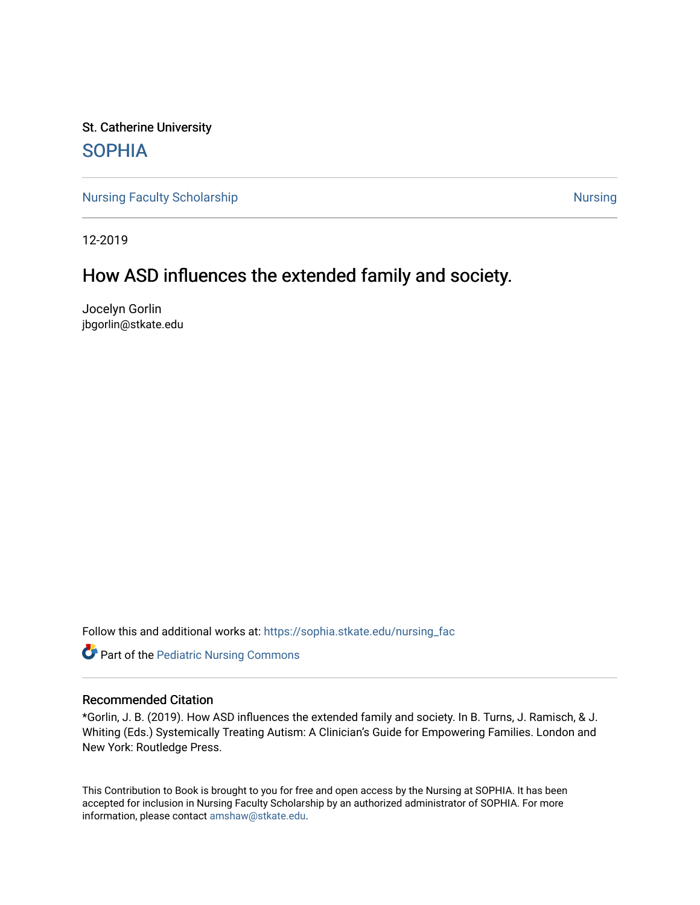St. Catherine University

## SOPHIA

Nursing Faculty Scholarship | Nursing

12-2019

# How ASD influences the extended family and society.

Jocelyn Gorlin
jbgorlin@stkate.edu

Follow this and additional works at: https://sophia.stkate.edu/nursing_fac

Part of the Pediatric Nursing Commons

### Recommended Citation

*Gorlin, J. B. (2019). How ASD influences the extended family and society. In B. Turns, J. Ramisch, & J. Whiting (Eds.) Systemically Treating Autism: A Clinician's Guide for Empowering Families. London and New York: Routledge Press.

This Contribution to Book is brought to you for free and open access by the Nursing at SOPHIA. It has been accepted for inclusion in Nursing Faculty Scholarship by an authorized administrator of SOPHIA. For more information, please contact amshaw@stkate.edu.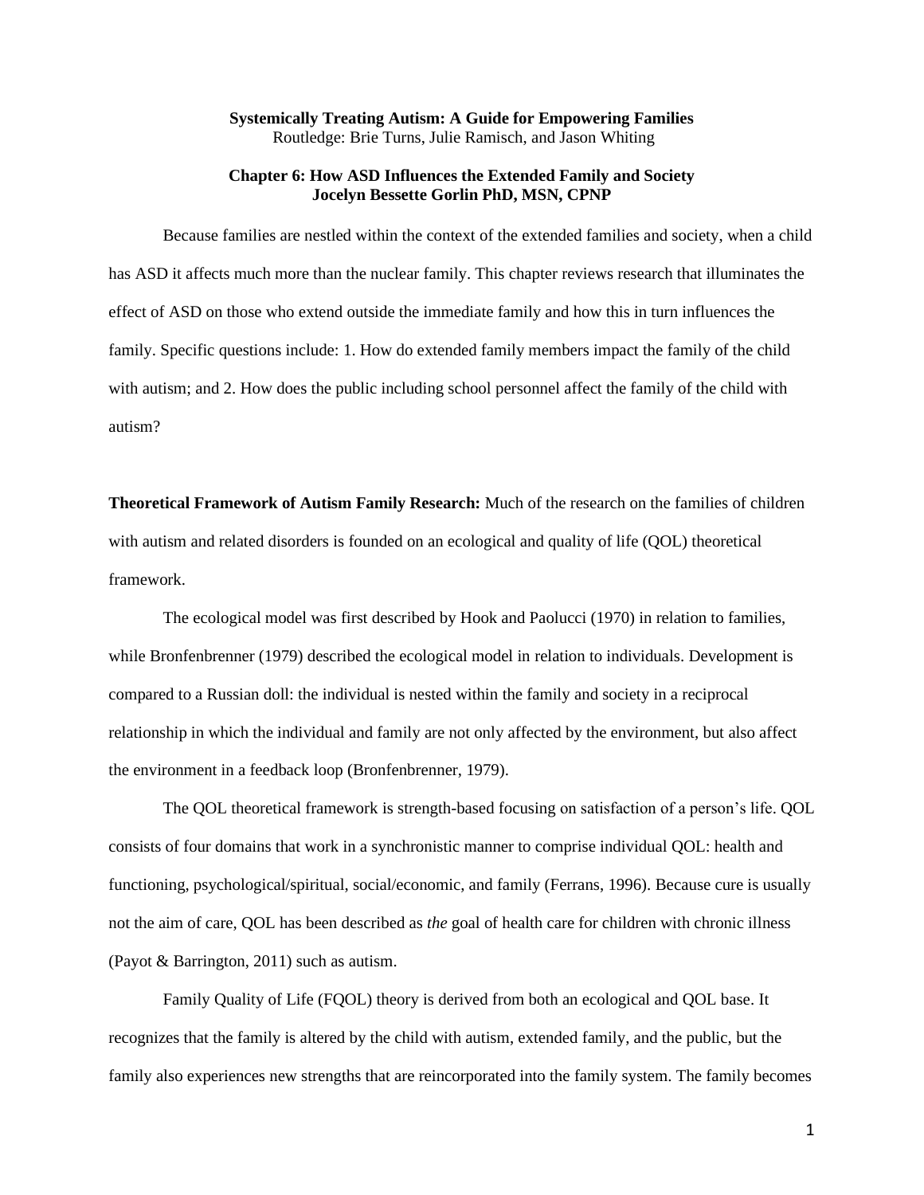**Systemically Treating Autism: A Guide for Empowering Families**
Routledge: Brie Turns, Julie Ramisch, and Jason Whiting

**Chapter 6: How ASD Influences the Extended Family and Society**
**Jocelyn Bessette Gorlin PhD, MSN, CPNP**

Because families are nestled within the context of the extended families and society, when a child has ASD it affects much more than the nuclear family. This chapter reviews research that illuminates the effect of ASD on those who extend outside the immediate family and how this in turn influences the family. Specific questions include: 1. How do extended family members impact the family of the child with autism; and 2. How does the public including school personnel affect the family of the child with autism?

**Theoretical Framework of Autism Family Research:** Much of the research on the families of children with autism and related disorders is founded on an ecological and quality of life (QOL) theoretical framework.

The ecological model was first described by Hook and Paolucci (1970) in relation to families, while Bronfenbrenner (1979) described the ecological model in relation to individuals. Development is compared to a Russian doll: the individual is nested within the family and society in a reciprocal relationship in which the individual and family are not only affected by the environment, but also affect the environment in a feedback loop (Bronfenbrenner, 1979).

The QOL theoretical framework is strength-based focusing on satisfaction of a person's life. QOL consists of four domains that work in a synchronistic manner to comprise individual QOL: health and functioning, psychological/spiritual, social/economic, and family (Ferrans, 1996). Because cure is usually not the aim of care, QOL has been described as *the* goal of health care for children with chronic illness (Payot & Barrington, 2011) such as autism.

Family Quality of Life (FQOL) theory is derived from both an ecological and QOL base. It recognizes that the family is altered by the child with autism, extended family, and the public, but the family also experiences new strengths that are reincorporated into the family system. The family becomes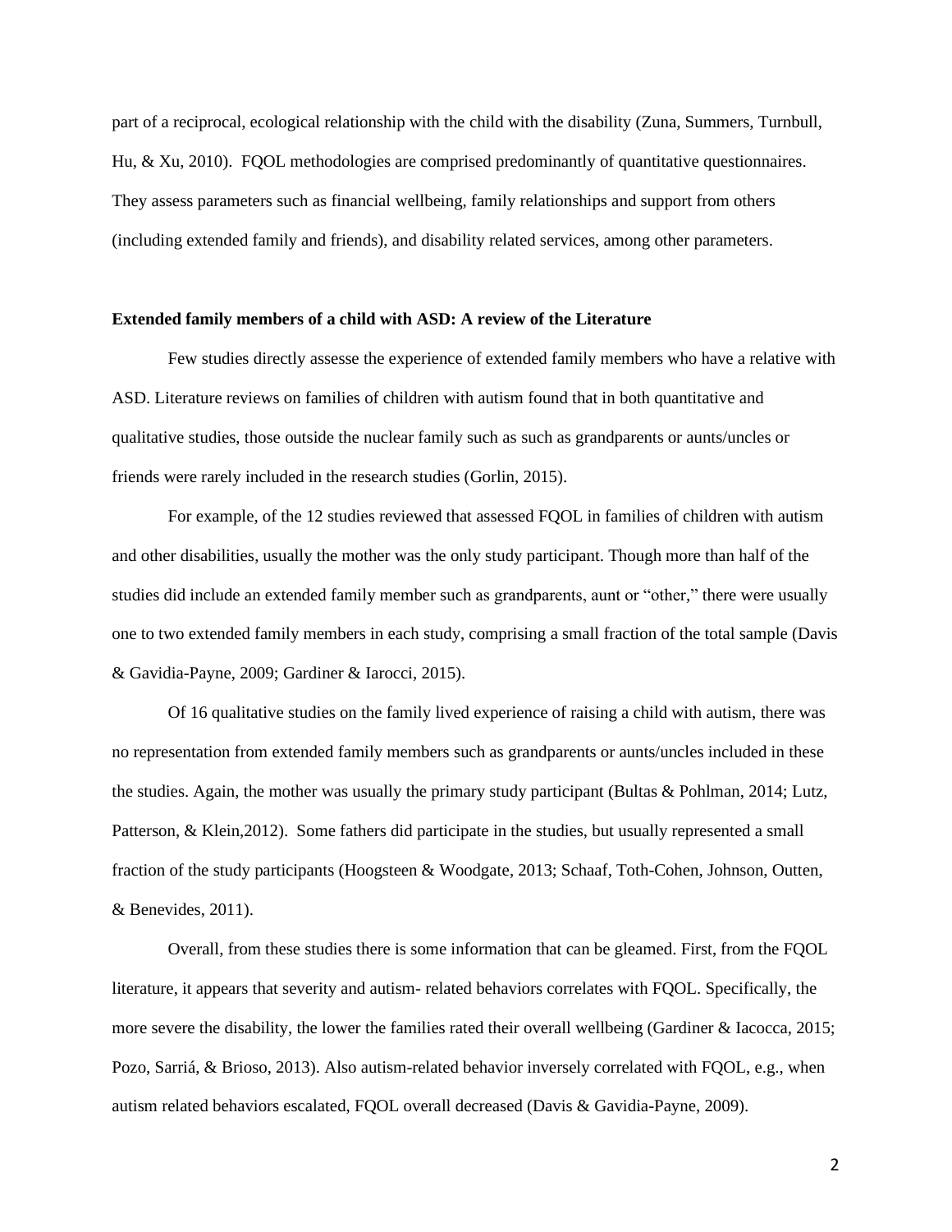part of a reciprocal, ecological relationship with the child with the disability (Zuna, Summers, Turnbull, Hu, & Xu, 2010). FQOL methodologies are comprised predominantly of quantitative questionnaires. They assess parameters such as financial wellbeing, family relationships and support from others (including extended family and friends), and disability related services, among other parameters.

**Extended family members of a child with ASD: A review of the Literature**

Few studies directly assesse the experience of extended family members who have a relative with ASD. Literature reviews on families of children with autism found that in both quantitative and qualitative studies, those outside the nuclear family such as such as grandparents or aunts/uncles or friends were rarely included in the research studies (Gorlin, 2015).

For example, of the 12 studies reviewed that assessed FQOL in families of children with autism and other disabilities, usually the mother was the only study participant. Though more than half of the studies did include an extended family member such as grandparents, aunt or "other," there were usually one to two extended family members in each study, comprising a small fraction of the total sample (Davis & Gavidia-Payne, 2009; Gardiner & Iarocci, 2015).

Of 16 qualitative studies on the family lived experience of raising a child with autism, there was no representation from extended family members such as grandparents or aunts/uncles included in these the studies. Again, the mother was usually the primary study participant (Bultas & Pohlman, 2014; Lutz, Patterson, & Klein,2012). Some fathers did participate in the studies, but usually represented a small fraction of the study participants (Hoogsteen & Woodgate, 2013; Schaaf, Toth-Cohen, Johnson, Outten, & Benevides, 2011).

Overall, from these studies there is some information that can be gleamed. First, from the FQOL literature, it appears that severity and autism- related behaviors correlates with FQOL. Specifically, the more severe the disability, the lower the families rated their overall wellbeing (Gardiner & Iacocca, 2015; Pozo, Sarriá, & Brioso, 2013). Also autism-related behavior inversely correlated with FQOL, e.g., when autism related behaviors escalated, FQOL overall decreased (Davis & Gavidia-Payne, 2009).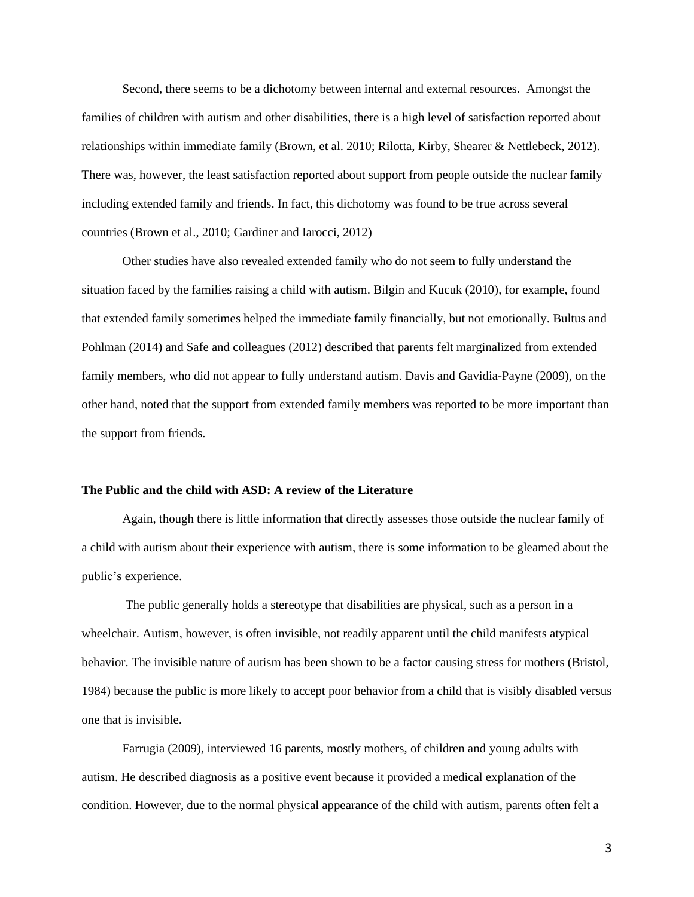Second, there seems to be a dichotomy between internal and external resources. Amongst the families of children with autism and other disabilities, there is a high level of satisfaction reported about relationships within immediate family (Brown, et al. 2010; Rilotta, Kirby, Shearer & Nettlebeck, 2012). There was, however, the least satisfaction reported about support from people outside the nuclear family including extended family and friends. In fact, this dichotomy was found to be true across several countries (Brown et al., 2010; Gardiner and Iarocci, 2012)

Other studies have also revealed extended family who do not seem to fully understand the situation faced by the families raising a child with autism. Bilgin and Kucuk (2010), for example, found that extended family sometimes helped the immediate family financially, but not emotionally. Bultus and Pohlman (2014) and Safe and colleagues (2012) described that parents felt marginalized from extended family members, who did not appear to fully understand autism. Davis and Gavidia-Payne (2009), on the other hand, noted that the support from extended family members was reported to be more important than the support from friends.

**The Public and the child with ASD: A review of the Literature**

Again, though there is little information that directly assesses those outside the nuclear family of a child with autism about their experience with autism, there is some information to be gleamed about the public's experience.

The public generally holds a stereotype that disabilities are physical, such as a person in a wheelchair. Autism, however, is often invisible, not readily apparent until the child manifests atypical behavior. The invisible nature of autism has been shown to be a factor causing stress for mothers (Bristol, 1984) because the public is more likely to accept poor behavior from a child that is visibly disabled versus one that is invisible.

Farrugia (2009), interviewed 16 parents, mostly mothers, of children and young adults with autism. He described diagnosis as a positive event because it provided a medical explanation of the condition. However, due to the normal physical appearance of the child with autism, parents often felt a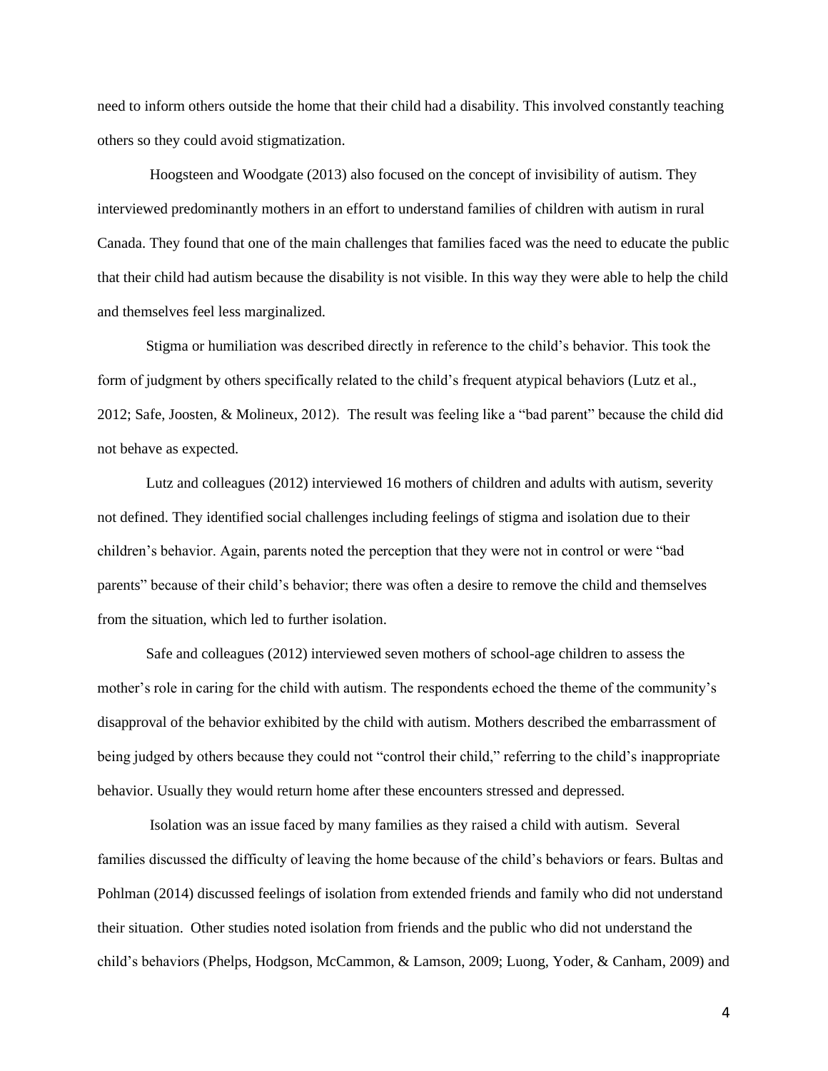need to inform others outside the home that their child had a disability. This involved constantly teaching others so they could avoid stigmatization.

Hoogsteen and Woodgate (2013) also focused on the concept of invisibility of autism. They interviewed predominantly mothers in an effort to understand families of children with autism in rural Canada. They found that one of the main challenges that families faced was the need to educate the public that their child had autism because the disability is not visible. In this way they were able to help the child and themselves feel less marginalized.

Stigma or humiliation was described directly in reference to the child's behavior. This took the form of judgment by others specifically related to the child's frequent atypical behaviors (Lutz et al., 2012; Safe, Joosten, & Molineux, 2012). The result was feeling like a "bad parent" because the child did not behave as expected.

Lutz and colleagues (2012) interviewed 16 mothers of children and adults with autism, severity not defined. They identified social challenges including feelings of stigma and isolation due to their children's behavior. Again, parents noted the perception that they were not in control or were "bad parents" because of their child's behavior; there was often a desire to remove the child and themselves from the situation, which led to further isolation.

Safe and colleagues (2012) interviewed seven mothers of school-age children to assess the mother's role in caring for the child with autism. The respondents echoed the theme of the community's disapproval of the behavior exhibited by the child with autism. Mothers described the embarrassment of being judged by others because they could not "control their child," referring to the child's inappropriate behavior. Usually they would return home after these encounters stressed and depressed.

Isolation was an issue faced by many families as they raised a child with autism. Several families discussed the difficulty of leaving the home because of the child's behaviors or fears. Bultas and Pohlman (2014) discussed feelings of isolation from extended friends and family who did not understand their situation. Other studies noted isolation from friends and the public who did not understand the child's behaviors (Phelps, Hodgson, McCammon, & Lamson, 2009; Luong, Yoder, & Canham, 2009) and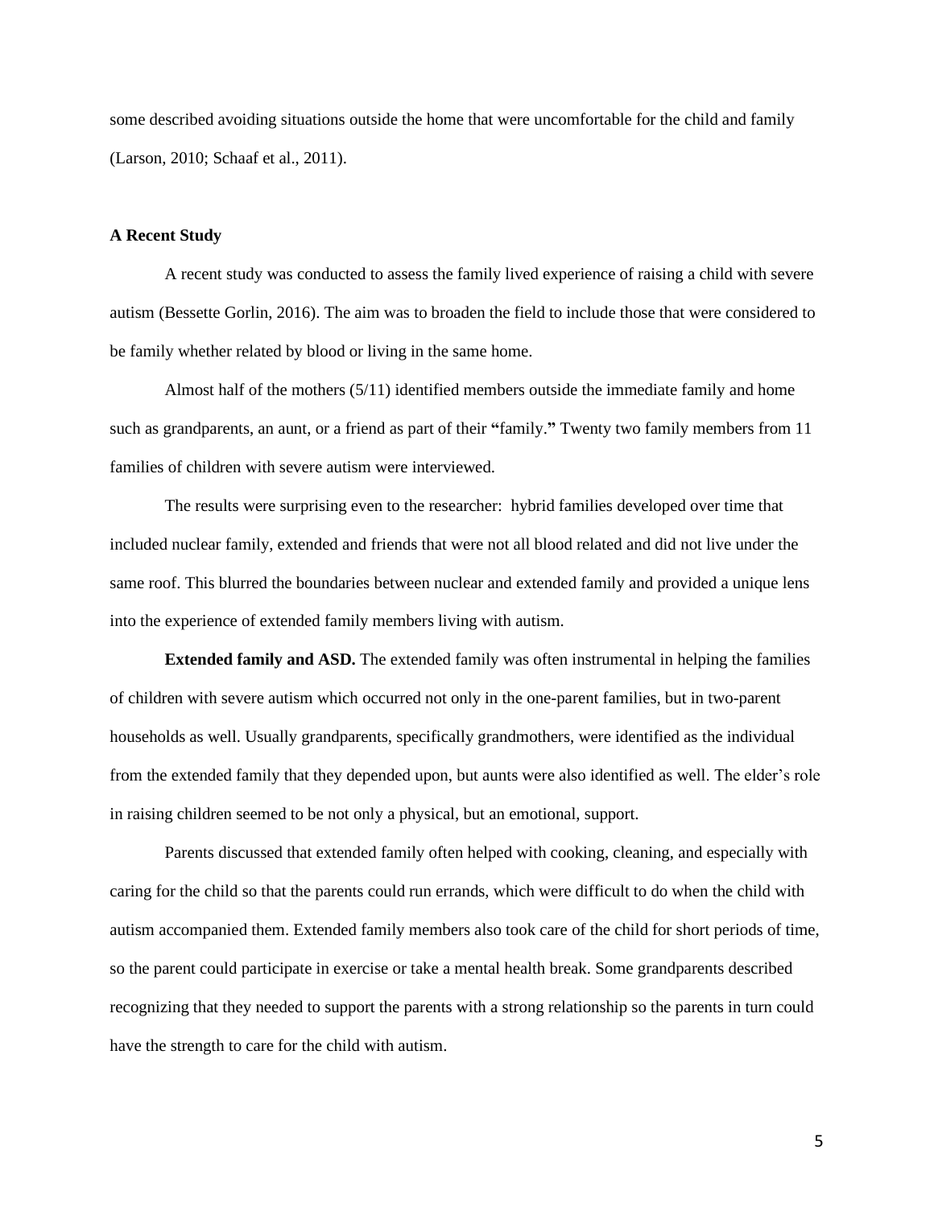some described avoiding situations outside the home that were uncomfortable for the child and family (Larson, 2010; Schaaf et al., 2011).

### A Recent Study

A recent study was conducted to assess the family lived experience of raising a child with severe autism (Bessette Gorlin, 2016). The aim was to broaden the field to include those that were considered to be family whether related by blood or living in the same home.

Almost half of the mothers (5/11) identified members outside the immediate family and home such as grandparents, an aunt, or a friend as part of their **"**family.**"** Twenty two family members from 11 families of children with severe autism were interviewed.

The results were surprising even to the researcher: hybrid families developed over time that included nuclear family, extended and friends that were not all blood related and did not live under the same roof. This blurred the boundaries between nuclear and extended family and provided a unique lens into the experience of extended family members living with autism.

**Extended family and ASD.** The extended family was often instrumental in helping the families of children with severe autism which occurred not only in the one-parent families, but in two-parent households as well. Usually grandparents, specifically grandmothers, were identified as the individual from the extended family that they depended upon, but aunts were also identified as well. The elder's role in raising children seemed to be not only a physical, but an emotional, support.

Parents discussed that extended family often helped with cooking, cleaning, and especially with caring for the child so that the parents could run errands, which were difficult to do when the child with autism accompanied them. Extended family members also took care of the child for short periods of time, so the parent could participate in exercise or take a mental health break. Some grandparents described recognizing that they needed to support the parents with a strong relationship so the parents in turn could have the strength to care for the child with autism.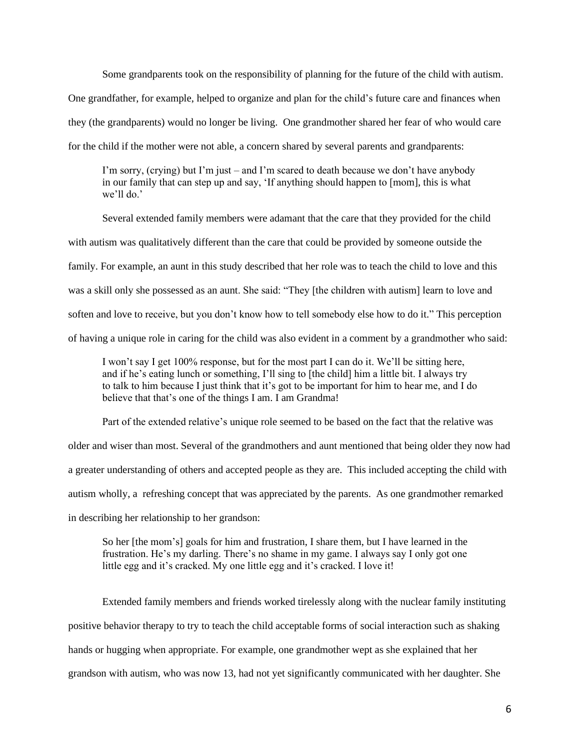Some grandparents took on the responsibility of planning for the future of the child with autism. One grandfather, for example, helped to organize and plan for the child's future care and finances when they (the grandparents) would no longer be living. One grandmother shared her fear of who would care for the child if the mother were not able, a concern shared by several parents and grandparents:

> I'm sorry, (crying) but I'm just – and I'm scared to death because we don't have anybody in our family that can step up and say, 'If anything should happen to [mom], this is what we'll do.'

Several extended family members were adamant that the care that they provided for the child with autism was qualitatively different than the care that could be provided by someone outside the family. For example, an aunt in this study described that her role was to teach the child to love and this was a skill only she possessed as an aunt. She said: "They [the children with autism] learn to love and soften and love to receive, but you don't know how to tell somebody else how to do it." This perception of having a unique role in caring for the child was also evident in a comment by a grandmother who said:

> I won't say I get 100% response, but for the most part I can do it. We'll be sitting here, and if he's eating lunch or something, I'll sing to [the child] him a little bit. I always try to talk to him because I just think that it's got to be important for him to hear me, and I do believe that that's one of the things I am. I am Grandma!

Part of the extended relative's unique role seemed to be based on the fact that the relative was older and wiser than most. Several of the grandmothers and aunt mentioned that being older they now had a greater understanding of others and accepted people as they are. This included accepting the child with autism wholly, a refreshing concept that was appreciated by the parents. As one grandmother remarked in describing her relationship to her grandson:

> So her [the mom's] goals for him and frustration, I share them, but I have learned in the frustration. He's my darling. There's no shame in my game. I always say I only got one little egg and it's cracked. My one little egg and it's cracked. I love it!

Extended family members and friends worked tirelessly along with the nuclear family instituting positive behavior therapy to try to teach the child acceptable forms of social interaction such as shaking hands or hugging when appropriate. For example, one grandmother wept as she explained that her grandson with autism, who was now 13, had not yet significantly communicated with her daughter. She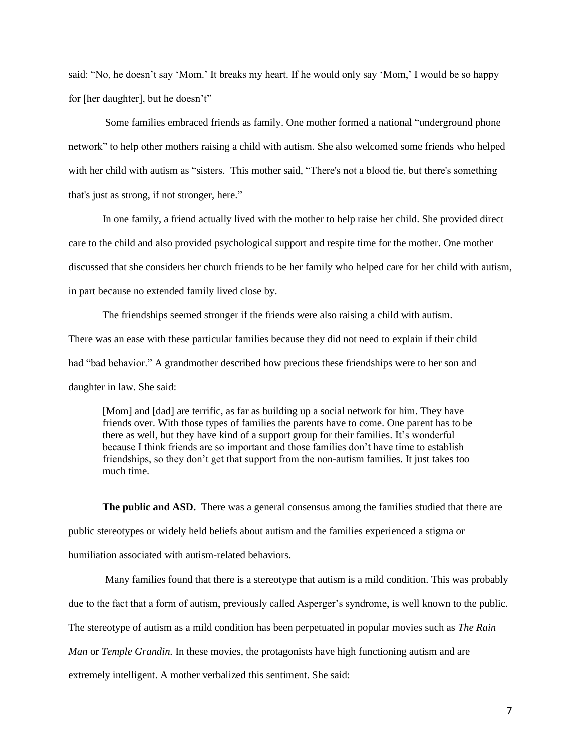said: "No, he doesn't say 'Mom.' It breaks my heart. If he would only say 'Mom,' I would be so happy for [her daughter], but he doesn't"

Some families embraced friends as family. One mother formed a national "underground phone network" to help other mothers raising a child with autism. She also welcomed some friends who helped with her child with autism as "sisters. This mother said, "There's not a blood tie, but there's something that's just as strong, if not stronger, here."

In one family, a friend actually lived with the mother to help raise her child. She provided direct care to the child and also provided psychological support and respite time for the mother. One mother discussed that she considers her church friends to be her family who helped care for her child with autism, in part because no extended family lived close by.

The friendships seemed stronger if the friends were also raising a child with autism. There was an ease with these particular families because they did not need to explain if their child had "bad behavior." A grandmother described how precious these friendships were to her son and daughter in law. She said:

> [Mom] and [dad] are terrific, as far as building up a social network for him. They have friends over. With those types of families the parents have to come. One parent has to be there as well, but they have kind of a support group for their families. It's wonderful because I think friends are so important and those families don't have time to establish friendships, so they don't get that support from the non-autism families. It just takes too much time.

**The public and ASD.** There was a general consensus among the families studied that there are public stereotypes or widely held beliefs about autism and the families experienced a stigma or humiliation associated with autism-related behaviors.

Many families found that there is a stereotype that autism is a mild condition. This was probably due to the fact that a form of autism, previously called Asperger's syndrome, is well known to the public. The stereotype of autism as a mild condition has been perpetuated in popular movies such as *The Rain Man* or *Temple Grandin.* In these movies, the protagonists have high functioning autism and are extremely intelligent. A mother verbalized this sentiment. She said: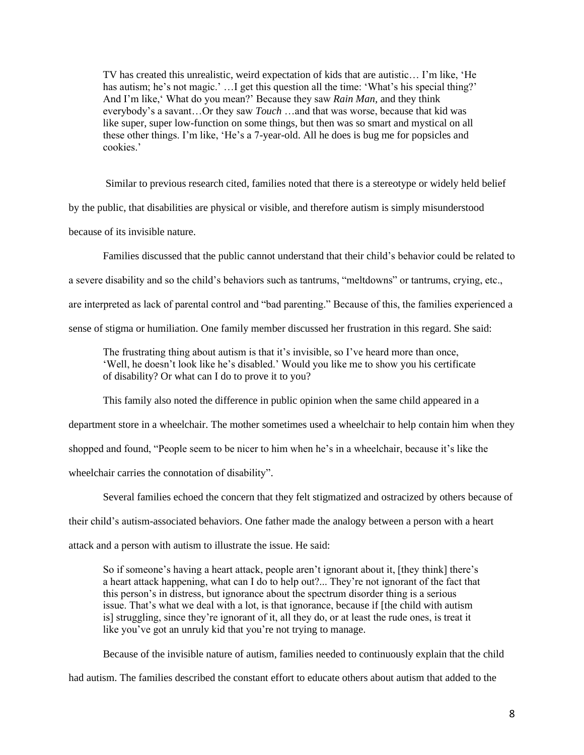> TV has created this unrealistic, weird expectation of kids that are autistic… I'm like, 'He has autism; he's not magic.' …I get this question all the time: 'What's his special thing?' And I'm like,' What do you mean?' Because they saw *Rain Man,* and they think everybody's a savant…Or they saw *Touch* …and that was worse, because that kid was like super, super low-function on some things, but then was so smart and mystical on all these other things. I'm like, 'He's a 7-year-old. All he does is bug me for popsicles and cookies.'

Similar to previous research cited, families noted that there is a stereotype or widely held belief by the public, that disabilities are physical or visible, and therefore autism is simply misunderstood because of its invisible nature.

Families discussed that the public cannot understand that their child's behavior could be related to a severe disability and so the child's behaviors such as tantrums, "meltdowns" or tantrums, crying, etc., are interpreted as lack of parental control and "bad parenting." Because of this, the families experienced a sense of stigma or humiliation. One family member discussed her frustration in this regard. She said:

> The frustrating thing about autism is that it's invisible, so I've heard more than once, 'Well, he doesn't look like he's disabled.' Would you like me to show you his certificate of disability? Or what can I do to prove it to you?

This family also noted the difference in public opinion when the same child appeared in a department store in a wheelchair. The mother sometimes used a wheelchair to help contain him when they shopped and found, "People seem to be nicer to him when he's in a wheelchair, because it's like the wheelchair carries the connotation of disability".

Several families echoed the concern that they felt stigmatized and ostracized by others because of their child's autism-associated behaviors. One father made the analogy between a person with a heart attack and a person with autism to illustrate the issue. He said:

> So if someone's having a heart attack, people aren't ignorant about it, [they think] there's a heart attack happening, what can I do to help out?... They're not ignorant of the fact that this person's in distress, but ignorance about the spectrum disorder thing is a serious issue. That's what we deal with a lot, is that ignorance, because if [the child with autism is] struggling, since they're ignorant of it, all they do, or at least the rude ones, is treat it like you've got an unruly kid that you're not trying to manage.

Because of the invisible nature of autism, families needed to continuously explain that the child had autism. The families described the constant effort to educate others about autism that added to the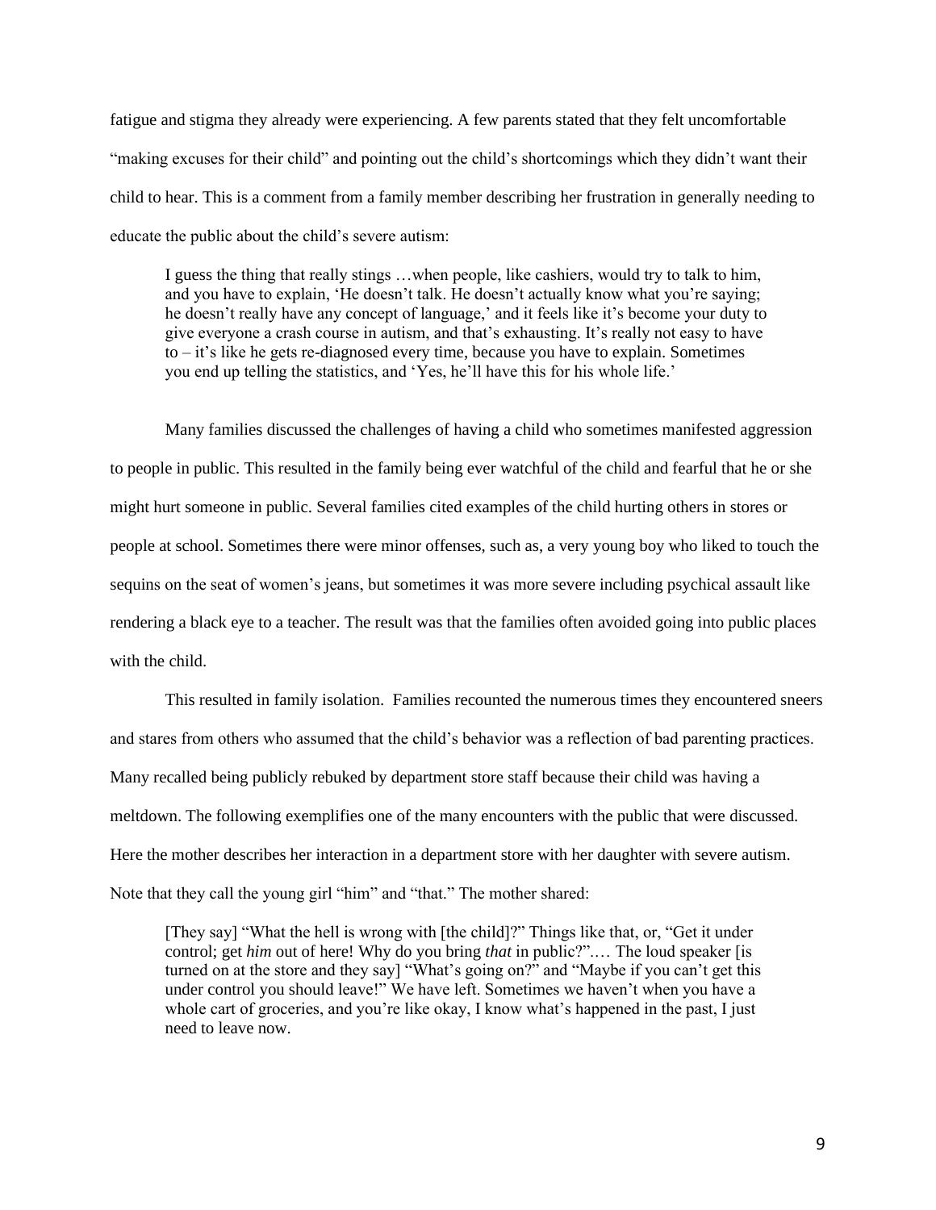fatigue and stigma they already were experiencing. A few parents stated that they felt uncomfortable "making excuses for their child" and pointing out the child's shortcomings which they didn't want their child to hear. This is a comment from a family member describing her frustration in generally needing to educate the public about the child's severe autism:

> I guess the thing that really stings …when people, like cashiers, would try to talk to him, and you have to explain, 'He doesn't talk. He doesn't actually know what you're saying; he doesn't really have any concept of language,' and it feels like it's become your duty to give everyone a crash course in autism, and that's exhausting. It's really not easy to have to – it's like he gets re-diagnosed every time, because you have to explain. Sometimes you end up telling the statistics, and 'Yes, he'll have this for his whole life.'

Many families discussed the challenges of having a child who sometimes manifested aggression to people in public. This resulted in the family being ever watchful of the child and fearful that he or she might hurt someone in public. Several families cited examples of the child hurting others in stores or people at school. Sometimes there were minor offenses, such as, a very young boy who liked to touch the sequins on the seat of women's jeans, but sometimes it was more severe including psychical assault like rendering a black eye to a teacher. The result was that the families often avoided going into public places with the child.

This resulted in family isolation. Families recounted the numerous times they encountered sneers and stares from others who assumed that the child's behavior was a reflection of bad parenting practices. Many recalled being publicly rebuked by department store staff because their child was having a meltdown. The following exemplifies one of the many encounters with the public that were discussed. Here the mother describes her interaction in a department store with her daughter with severe autism. Note that they call the young girl "him" and "that." The mother shared:

> [They say] "What the hell is wrong with [the child]?" Things like that, or, "Get it under control; get *him* out of here! Why do you bring *that* in public?".… The loud speaker [is turned on at the store and they say] "What's going on?" and "Maybe if you can't get this under control you should leave!" We have left. Sometimes we haven't when you have a whole cart of groceries, and you're like okay, I know what's happened in the past, I just need to leave now.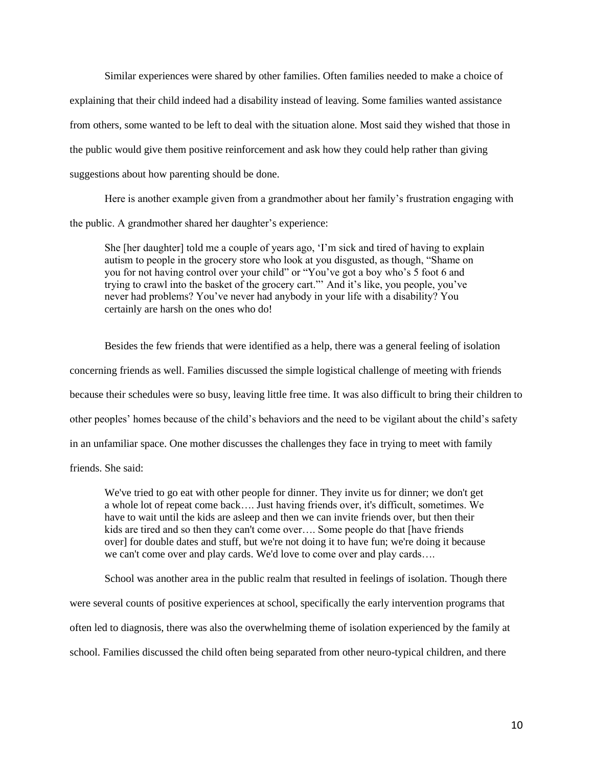Similar experiences were shared by other families. Often families needed to make a choice of explaining that their child indeed had a disability instead of leaving. Some families wanted assistance from others, some wanted to be left to deal with the situation alone. Most said they wished that those in the public would give them positive reinforcement and ask how they could help rather than giving suggestions about how parenting should be done.

Here is another example given from a grandmother about her family's frustration engaging with the public. A grandmother shared her daughter's experience:

> She [her daughter] told me a couple of years ago, 'I'm sick and tired of having to explain autism to people in the grocery store who look at you disgusted, as though, "Shame on you for not having control over your child" or "You've got a boy who's 5 foot 6 and trying to crawl into the basket of the grocery cart."' And it's like, you people, you've never had problems? You've never had anybody in your life with a disability? You certainly are harsh on the ones who do!

Besides the few friends that were identified as a help, there was a general feeling of isolation concerning friends as well. Families discussed the simple logistical challenge of meeting with friends because their schedules were so busy, leaving little free time. It was also difficult to bring their children to other peoples' homes because of the child's behaviors and the need to be vigilant about the child's safety in an unfamiliar space. One mother discusses the challenges they face in trying to meet with family friends. She said:

> We've tried to go eat with other people for dinner. They invite us for dinner; we don't get a whole lot of repeat come back…. Just having friends over, it's difficult, sometimes. We have to wait until the kids are asleep and then we can invite friends over, but then their kids are tired and so then they can't come over…. Some people do that [have friends over] for double dates and stuff, but we're not doing it to have fun; we're doing it because we can't come over and play cards. We'd love to come over and play cards….

School was another area in the public realm that resulted in feelings of isolation. Though there were several counts of positive experiences at school, specifically the early intervention programs that often led to diagnosis, there was also the overwhelming theme of isolation experienced by the family at school. Families discussed the child often being separated from other neuro-typical children, and there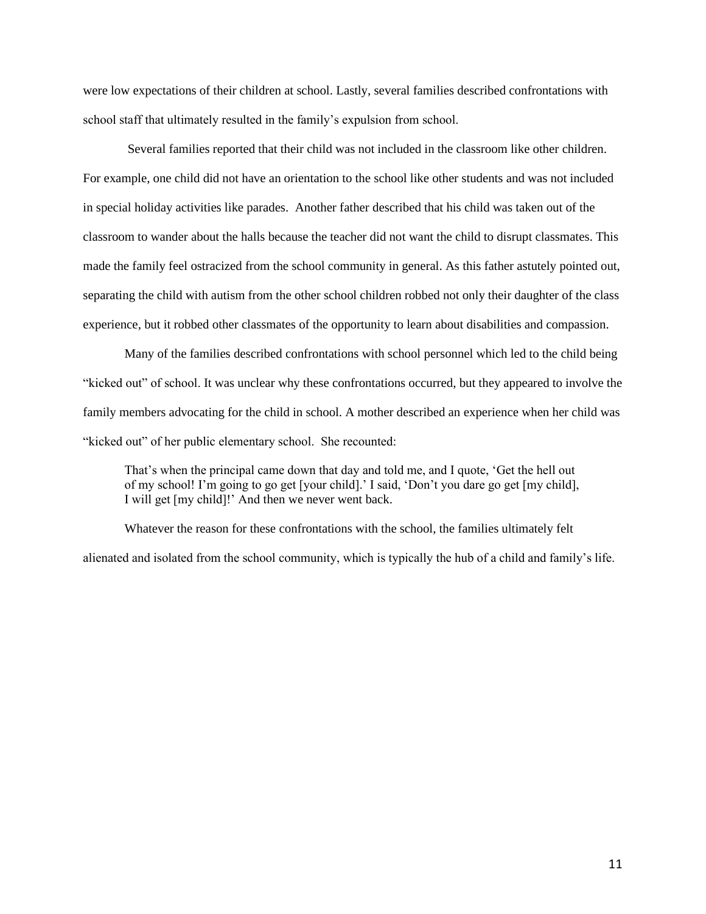were low expectations of their children at school. Lastly, several families described confrontations with school staff that ultimately resulted in the family's expulsion from school.

Several families reported that their child was not included in the classroom like other children. For example, one child did not have an orientation to the school like other students and was not included in special holiday activities like parades. Another father described that his child was taken out of the classroom to wander about the halls because the teacher did not want the child to disrupt classmates. This made the family feel ostracized from the school community in general. As this father astutely pointed out, separating the child with autism from the other school children robbed not only their daughter of the class experience, but it robbed other classmates of the opportunity to learn about disabilities and compassion.

Many of the families described confrontations with school personnel which led to the child being "kicked out" of school. It was unclear why these confrontations occurred, but they appeared to involve the family members advocating for the child in school. A mother described an experience when her child was "kicked out" of her public elementary school. She recounted:

> That's when the principal came down that day and told me, and I quote, 'Get the hell out of my school! I'm going to go get [your child].' I said, 'Don't you dare go get [my child], I will get [my child]!' And then we never went back.

Whatever the reason for these confrontations with the school, the families ultimately felt alienated and isolated from the school community, which is typically the hub of a child and family's life.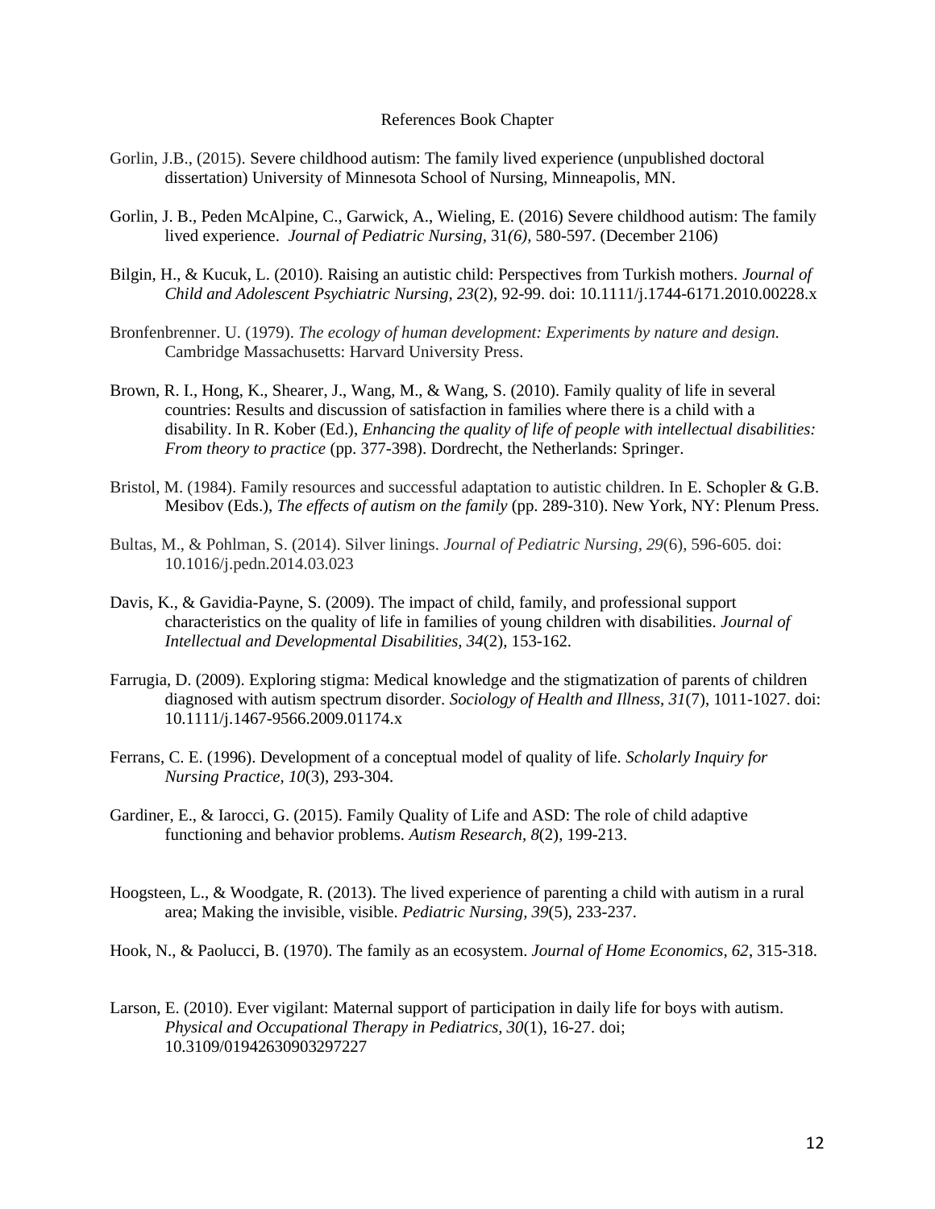# References Book Chapter

Gorlin, J.B., (2015). Severe childhood autism: The family lived experience (unpublished doctoral dissertation) University of Minnesota School of Nursing, Minneapolis, MN.

Gorlin, J. B., Peden McAlpine, C., Garwick, A., Wieling, E. (2016) Severe childhood autism: The family lived experience. *Journal of Pediatric Nursing,* 31*(6),* 580-597. (December 2106)

Bilgin, H., & Kucuk, L. (2010). Raising an autistic child: Perspectives from Turkish mothers. *Journal of Child and Adolescent Psychiatric Nursing, 23*(2), 92-99. doi: 10.1111/j.1744-6171.2010.00228.x

Bronfenbrenner. U. (1979). *The ecology of human development: Experiments by nature and design.* Cambridge Massachusetts: Harvard University Press.

Brown, R. I., Hong, K., Shearer, J., Wang, M., & Wang, S. (2010). Family quality of life in several countries: Results and discussion of satisfaction in families where there is a child with a disability. In R. Kober (Ed.), *Enhancing the quality of life of people with intellectual disabilities: From theory to practice* (pp. 377-398). Dordrecht, the Netherlands: Springer.

Bristol, M. (1984). Family resources and successful adaptation to autistic children. In E. Schopler & G.B. Mesibov (Eds.), *The effects of autism on the family* (pp. 289-310). New York, NY: Plenum Press.

Bultas, M., & Pohlman, S. (2014). Silver linings. *Journal of Pediatric Nursing, 29*(6), 596-605. doi: 10.1016/j.pedn.2014.03.023

Davis, K., & Gavidia-Payne, S. (2009). The impact of child, family, and professional support characteristics on the quality of life in families of young children with disabilities. *Journal of Intellectual and Developmental Disabilities, 34*(2), 153-162.

Farrugia, D. (2009). Exploring stigma: Medical knowledge and the stigmatization of parents of children diagnosed with autism spectrum disorder. *Sociology of Health and Illness, 31*(7), 1011-1027. doi: 10.1111/j.1467-9566.2009.01174.x

Ferrans, C. E. (1996). Development of a conceptual model of quality of life. *Scholarly Inquiry for Nursing Practice, 10*(3), 293-304.

Gardiner, E., & Iarocci, G. (2015). Family Quality of Life and ASD: The role of child adaptive functioning and behavior problems. *Autism Research, 8*(2), 199-213.

Hoogsteen, L., & Woodgate, R. (2013). The lived experience of parenting a child with autism in a rural area; Making the invisible, visible. *Pediatric Nursing, 39*(5), 233-237.

Hook, N., & Paolucci, B. (1970). The family as an ecosystem. *Journal of Home Economics, 62*, 315-318.

Larson, E. (2010). Ever vigilant: Maternal support of participation in daily life for boys with autism. *Physical and Occupational Therapy in Pediatrics, 30*(1), 16-27. doi; 10.3109/01942630903297227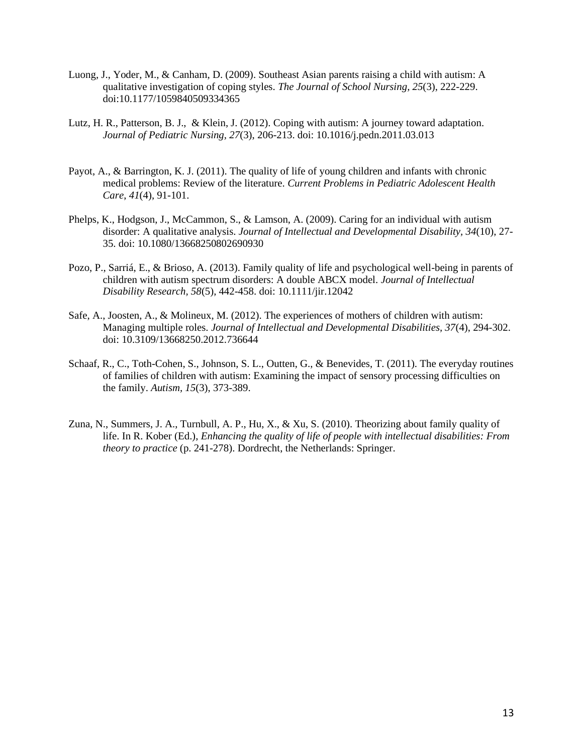Luong, J., Yoder, M., & Canham, D. (2009). Southeast Asian parents raising a child with autism: A qualitative investigation of coping styles. *The Journal of School Nursing, 25*(3), 222-229. doi:10.1177/1059840509334365

Lutz, H. R., Patterson, B. J., & Klein, J. (2012). Coping with autism: A journey toward adaptation. *Journal of Pediatric Nursing, 27*(3), 206-213. doi: 10.1016/j.pedn.2011.03.013

Payot, A., & Barrington, K. J. (2011). The quality of life of young children and infants with chronic medical problems: Review of the literature. *Current Problems in Pediatric Adolescent Health Care, 41*(4), 91-101.

Phelps, K., Hodgson, J., McCammon, S., & Lamson, A. (2009). Caring for an individual with autism disorder: A qualitative analysis. *Journal of Intellectual and Developmental Disability, 34*(10), 27-35. doi: 10.1080/13668250802690930

Pozo, P., Sarriá, E., & Brioso, A. (2013). Family quality of life and psychological well-being in parents of children with autism spectrum disorders: A double ABCX model. *Journal of Intellectual Disability Research, 58*(5), 442-458. doi: 10.1111/jir.12042

Safe, A., Joosten, A., & Molineux, M. (2012). The experiences of mothers of children with autism: Managing multiple roles. *Journal of Intellectual and Developmental Disabilities, 37*(4), 294-302. doi: 10.3109/13668250.2012.736644

Schaaf, R., C., Toth-Cohen, S., Johnson, S. L., Outten, G., & Benevides, T. (2011). The everyday routines of families of children with autism: Examining the impact of sensory processing difficulties on the family. *Autism, 15*(3), 373-389.

Zuna, N., Summers, J. A., Turnbull, A. P., Hu, X., & Xu, S. (2010). Theorizing about family quality of life. In R. Kober (Ed.), *Enhancing the quality of life of people with intellectual disabilities: From theory to practice* (p. 241-278). Dordrecht, the Netherlands: Springer.